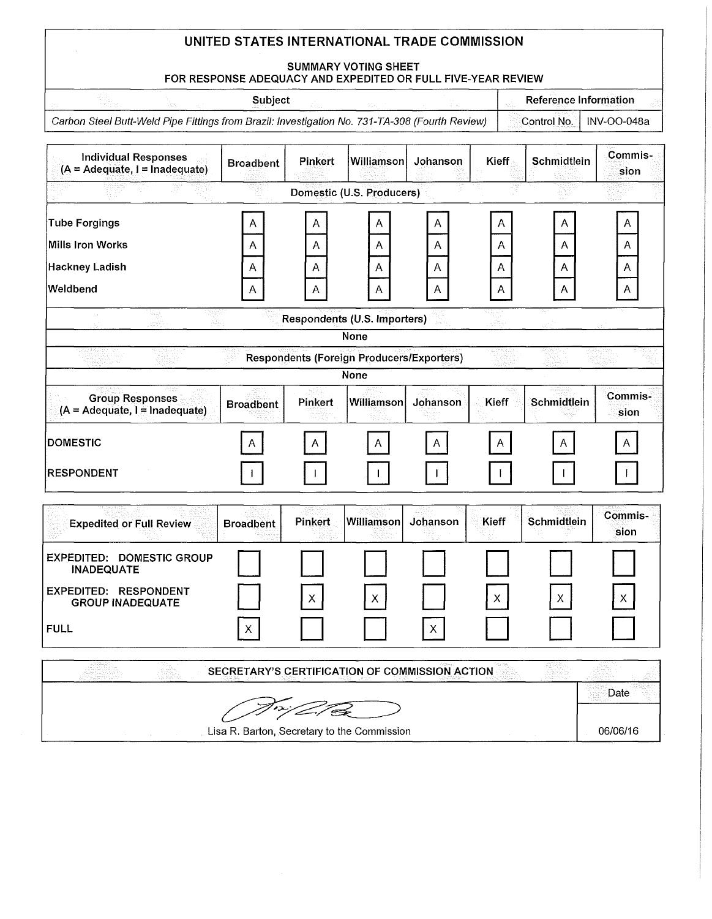# UNITED STATES INTERNATIONAL TRADE COMMISSION

## SUMMARY VOTING SHEET
## FOR RESPONSE ADEQUACY AND EXPEDITED OR FULL FIVE-YEAR REVIEW

| Subject | Reference Information | |
|---|---|---|
| *Carbon Steel Butt-Weld Pipe Fittings from Brazil: Investigation No. 731-TA-308 (Fourth Review)* | Control No. | INV-OO-048a |

| Individual Responses (A = Adequate, I = Inadequate) | Broadbent | Pinkert | Williamson | Johanson | Kieff | Schmidtlein | Commission |
|---|---|---|---|---|---|---|---|
| **Domestic (U.S. Producers)** | | | | | | | |
| Tube Forgings | A | A | A | A | A | A | A |
| Mills Iron Works | A | A | A | A | A | A | A |
| Hackney Ladish | A | A | A | A | A | A | A |
| Weldbend | A | A | A | A | A | A | A |
| **Respondents (U.S. Importers)** | | | | | | | |
| None | | | | | | | |
| **Respondents (Foreign Producers/Exporters)** | | | | | | | |
| None | | | | | | | |

| Group Responses (A = Adequate, I = Inadequate) | Broadbent | Pinkert | Williamson | Johanson | Kieff | Schmidtlein | Commission |
|---|---|---|---|---|---|---|---|
| DOMESTIC | A | A | A | A | A | A | A |
| RESPONDENT | I | I | I | I | I | I | I |

| Expedited or Full Review | Broadbent | Pinkert | Williamson | Johanson | Kieff | Schmidtlein | Commission |
|---|---|---|---|---|---|---|---|
| EXPEDITED: DOMESTIC GROUP INADEQUATE | | | | | | | |
| EXPEDITED: RESPONDENT GROUP INADEQUATE | | X | X | | X | X | X |
| FULL | X | | | X | | | |

| SECRETARY'S CERTIFICATION OF COMMISSION ACTION | Date |
|---|---|
| Lisa R. Barton, Secretary to the Commission | 06/06/16 |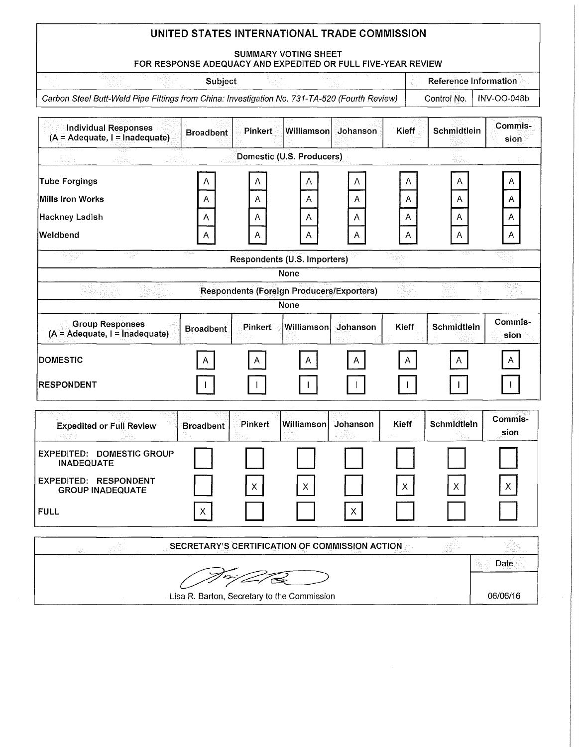# UNITED STATES INTERNATIONAL TRADE COMMISSION

SUMMARY VOTING SHEET
FOR RESPONSE ADEQUACY AND EXPEDITED OR FULL FIVE-YEAR REVIEW

| Subject | Reference Information | |
|---|---|---|
| *Carbon Steel Butt-Weld Pipe Fittings from China: Investigation No. 731-TA-520 (Fourth Review)* | Control No. | INV-OO-048b |

| Individual Responses (A = Adequate, I = Inadequate) | Broadbent | Pinkert | Williamson | Johanson | Kieff | Schmidtlein | Commission |
|---|---|---|---|---|---|---|---|
| **Domestic (U.S. Producers)** | | | | | | | |
| Tube Forgings | A | A | A | A | A | A | A |
| Mills Iron Works | A | A | A | A | A | A | A |
| Hackney Ladish | A | A | A | A | A | A | A |
| Weldbend | A | A | A | A | A | A | A |
| **Respondents (U.S. Importers)** | | | | | | | |
| None | | | | | | | |
| **Respondents (Foreign Producers/Exporters)** | | | | | | | |
| None | | | | | | | |

| Group Responses (A = Adequate, I = Inadequate) | Broadbent | Pinkert | Williamson | Johanson | Kieff | Schmidtlein | Commission |
|---|---|---|---|---|---|---|---|
| DOMESTIC | A | A | A | A | A | A | A |
| RESPONDENT | I | I | I | I | I | I | I |

| Expedited or Full Review | Broadbent | Pinkert | Williamson | Johanson | Kieff | Schmidtlein | Commission |
|---|---|---|---|---|---|---|---|
| EXPEDITED: DOMESTIC GROUP INADEQUATE | | | | | | | |
| EXPEDITED: RESPONDENT GROUP INADEQUATE | | X | X | | X | X | X |
| FULL | X | | | X | | | |

| SECRETARY'S CERTIFICATION OF COMMISSION ACTION | Date |
|---|---|
| Lisa R. Barton, Secretary to the Commission | 06/06/16 |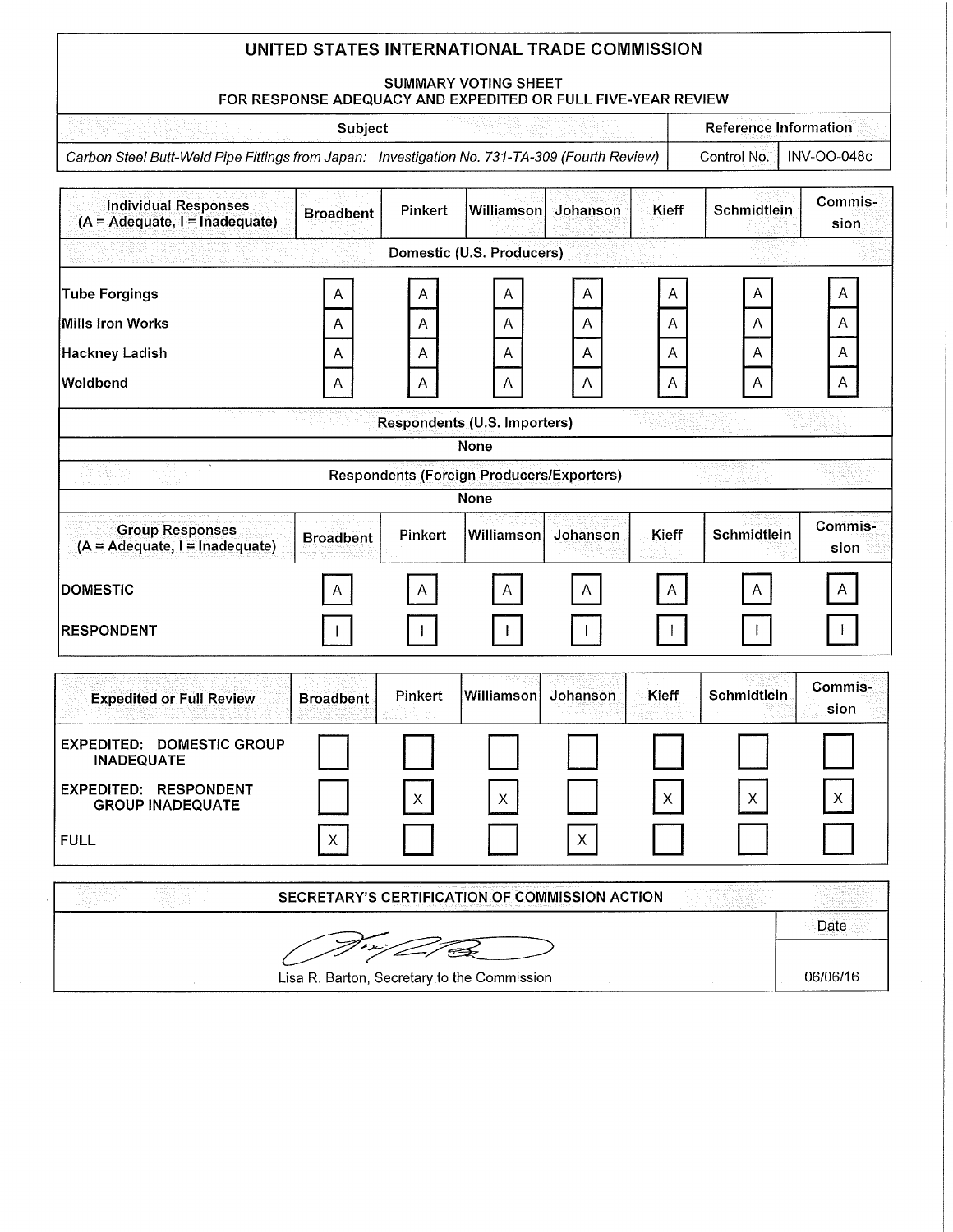# UNITED STATES INTERNATIONAL TRADE COMMISSION

SUMMARY VOTING SHEET
FOR RESPONSE ADEQUACY AND EXPEDITED OR FULL FIVE-YEAR REVIEW

| Subject | Reference Information | |
|---|---|---|
| *Carbon Steel Butt-Weld Pipe Fittings from Japan: Investigation No. 731-TA-309 (Fourth Review)* | Control No. | INV-OO-048c |

| Individual Responses (A = Adequate, I = Inadequate) | Broadbent | Pinkert | Williamson | Johanson | Kieff | Schmidtlein | Commission |
|---|---|---|---|---|---|---|---|
| **Domestic (U.S. Producers)** | | | | | | | |
| Tube Forgings | A | A | A | A | A | A | A |
| Mills Iron Works | A | A | A | A | A | A | A |
| Hackney Ladish | A | A | A | A | A | A | A |
| Weldbend | A | A | A | A | A | A | A |
| **Respondents (U.S. Importers)** | | | | | | | |
| None | | | | | | | |
| **Respondents (Foreign Producers/Exporters)** | | | | | | | |
| None | | | | | | | |

| Group Responses (A = Adequate, I = Inadequate) | Broadbent | Pinkert | Williamson | Johanson | Kieff | Schmidtlein | Commission |
|---|---|---|---|---|---|---|---|
| DOMESTIC | A | A | A | A | A | A | A |
| RESPONDENT | I | I | I | I | I | I | I |

| Expedited or Full Review | Broadbent | Pinkert | Williamson | Johanson | Kieff | Schmidtlein | Commission |
|---|---|---|---|---|---|---|---|
| EXPEDITED: DOMESTIC GROUP INADEQUATE | | | | | | | |
| EXPEDITED: RESPONDENT GROUP INADEQUATE | | X | X | | X | X | X |
| FULL | X | | | X | | | |

| SECRETARY'S CERTIFICATION OF COMMISSION ACTION | Date |
|---|---|
| Lisa R. Barton, Secretary to the Commission | 06/06/16 |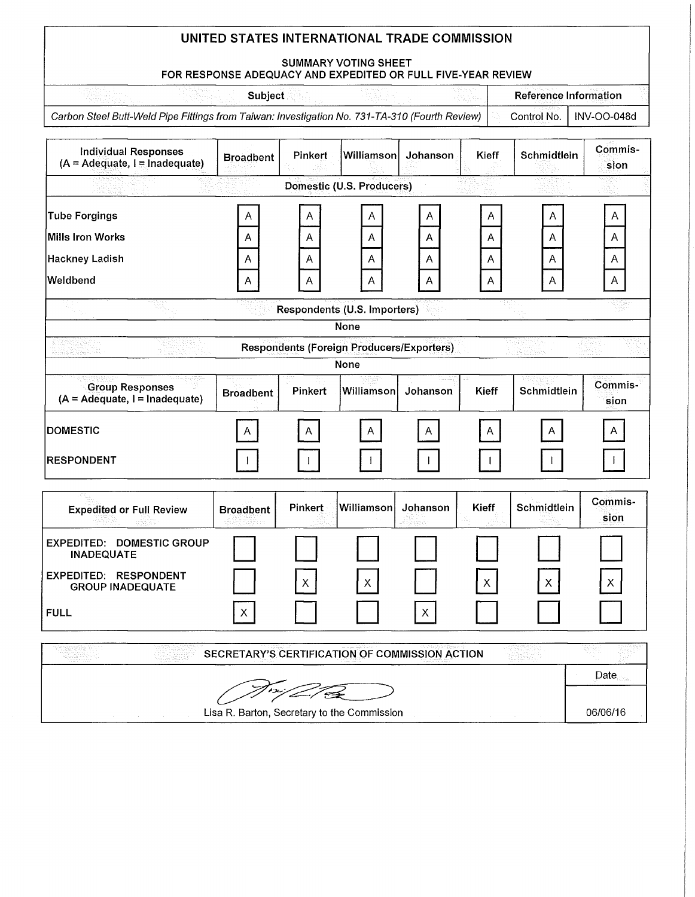# UNITED STATES INTERNATIONAL TRADE COMMISSION

## SUMMARY VOTING SHEET
## FOR RESPONSE ADEQUACY AND EXPEDITED OR FULL FIVE-YEAR REVIEW

| Subject | Reference Information | |
|---|---|---|
| *Carbon Steel Butt-Weld Pipe Fittings from Taiwan: Investigation No. 731-TA-310 (Fourth Review)* | Control No. | INV-OO-048d |

| Individual Responses (A = Adequate, I = Inadequate) | Broadbent | Pinkert | Williamson | Johanson | Kieff | Schmidtlein | Commission |
|---|---|---|---|---|---|---|---|
| **Domestic (U.S. Producers)** | | | | | | | |
| Tube Forgings | A | A | A | A | A | A | A |
| Mills Iron Works | A | A | A | A | A | A | A |
| Hackney Ladish | A | A | A | A | A | A | A |
| Weldbend | A | A | A | A | A | A | A |
| **Respondents (U.S. Importers)** | | | | | | | |
| None | | | | | | | |
| **Respondents (Foreign Producers/Exporters)** | | | | | | | |
| None | | | | | | | |

| Group Responses (A = Adequate, I = Inadequate) | Broadbent | Pinkert | Williamson | Johanson | Kieff | Schmidtlein | Commission |
|---|---|---|---|---|---|---|---|
| DOMESTIC | A | A | A | A | A | A | A |
| RESPONDENT | I | I | I | I | I | I | I |

| Expedited or Full Review | Broadbent | Pinkert | Williamson | Johanson | Kieff | Schmidtlein | Commission |
|---|---|---|---|---|---|---|---|
| EXPEDITED: DOMESTIC GROUP INADEQUATE | | | | | | | |
| EXPEDITED: RESPONDENT GROUP INADEQUATE | | X | X | | X | X | X |
| FULL | X | | | X | | | |

| SECRETARY'S CERTIFICATION OF COMMISSION ACTION | Date |
|---|---|
| Lisa R. Barton, Secretary to the Commission | 06/06/16 |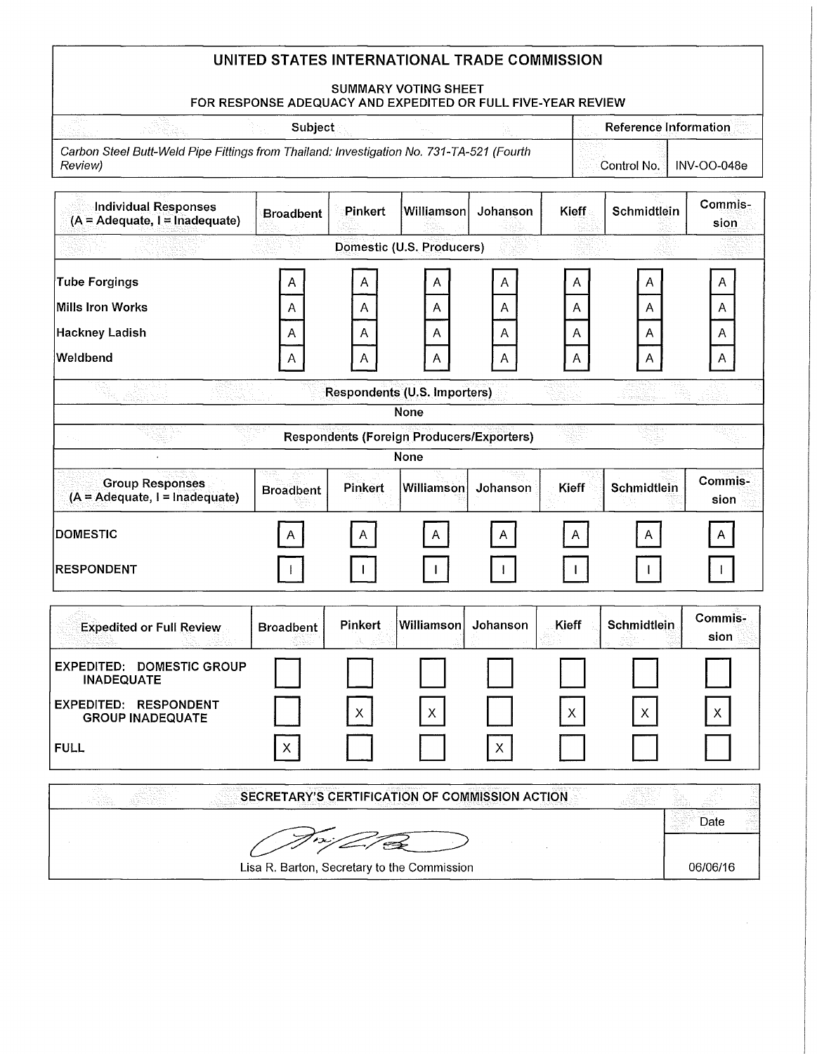# UNITED STATES INTERNATIONAL TRADE COMMISSION

SUMMARY VOTING SHEET
FOR RESPONSE ADEQUACY AND EXPEDITED OR FULL FIVE-YEAR REVIEW

| Subject | Reference Information | |
|---|---|---|
| *Carbon Steel Butt-Weld Pipe Fittings from Thailand: Investigation No. 731-TA-521 (Fourth Review)* | Control No. | INV-OO-048e |

| Individual Responses (A = Adequate, I = Inadequate) | Broadbent | Pinkert | Williamson | Johanson | Kieff | Schmidtlein | Commission |
|---|---|---|---|---|---|---|---|
| **Domestic (U.S. Producers)** | | | | | | | |
| Tube Forgings | A | A | A | A | A | A | A |
| Mills Iron Works | A | A | A | A | A | A | A |
| Hackney Ladish | A | A | A | A | A | A | A |
| Weldbend | A | A | A | A | A | A | A |
| **Respondents (U.S. Importers)** | | | | | | | |
| None | | | | | | | |
| **Respondents (Foreign Producers/Exporters)** | | | | | | | |
| None | | | | | | | |

| Group Responses (A = Adequate, I = Inadequate) | Broadbent | Pinkert | Williamson | Johanson | Kieff | Schmidtlein | Commission |
|---|---|---|---|---|---|---|---|
| DOMESTIC | A | A | A | A | A | A | A |
| RESPONDENT | I | I | I | I | I | I | I |

| Expedited or Full Review | Broadbent | Pinkert | Williamson | Johanson | Kieff | Schmidtlein | Commission |
|---|---|---|---|---|---|---|---|
| EXPEDITED: DOMESTIC GROUP INADEQUATE | | | | | | | |
| EXPEDITED: RESPONDENT GROUP INADEQUATE | | X | X | | X | X | X |
| FULL | X | | | X | | | |

| SECRETARY'S CERTIFICATION OF COMMISSION ACTION | Date |
|---|---|
| Lisa R. Barton, Secretary to the Commission | 06/06/16 |